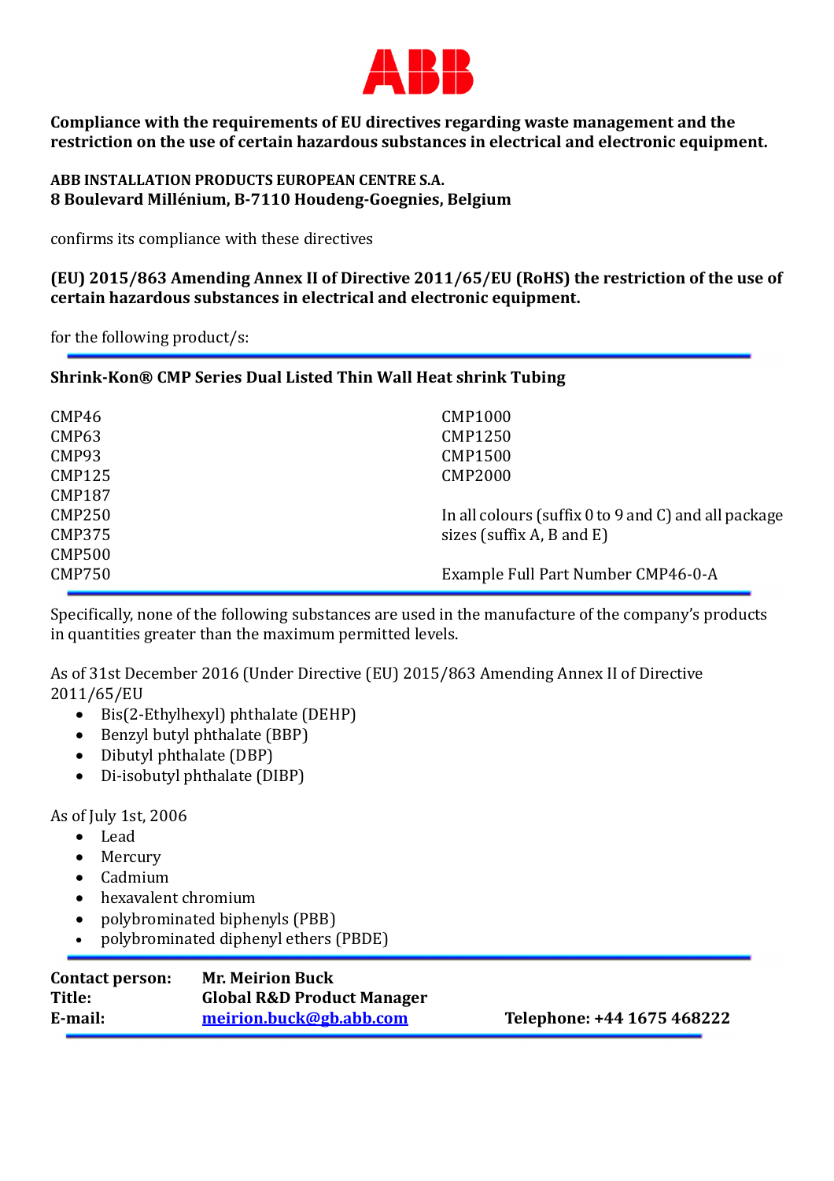ABB

**Compliance with the requirements of EU directives regarding waste management and the restriction on the use of certain hazardous substances in electrical and electronic equipment.**

**ABB INSTALLATION PRODUCTS EUROPEAN CENTRE S.A.**
**8 Boulevard Millénium, B-7110 Houdeng-Goegnies, Belgium**

confirms its compliance with these directives

**(EU) 2015/863 Amending Annex II of Directive 2011/65/EU (RoHS) the restriction of the use of certain hazardous substances in electrical and electronic equipment.**

for the following product/s:

---

**Shrink-Kon® CMP Series Dual Listed Thin Wall Heat shrink Tubing**

CMP46
CMP63
CMP93
CMP125
CMP187
CMP250
CMP375
CMP500
CMP750
CMP1000
CMP1250
CMP1500
CMP2000

In all colours (suffix 0 to 9 and C) and all package sizes (suffix A, B and E)

Example Full Part Number CMP46-0-A

---

Specifically, none of the following substances are used in the manufacture of the company's products in quantities greater than the maximum permitted levels.

As of 31st December 2016 (Under Directive (EU) 2015/863 Amending Annex II of Directive 2011/65/EU

- Bis(2-Ethylhexyl) phthalate (DEHP)
- Benzyl butyl phthalate (BBP)
- Dibutyl phthalate (DBP)
- Di-isobutyl phthalate (DIBP)

As of July 1st, 2006

- Lead
- Mercury
- Cadmium
- hexavalent chromium
- polybrominated biphenyls (PBB)
- polybrominated diphenyl ethers (PBDE)

---

**Contact person:** **Mr. Meirion Buck**
**Title:** **Global R&D Product Manager**
**E-mail:** **meirion.buck@gb.abb.com** **Telephone: +44 1675 468222**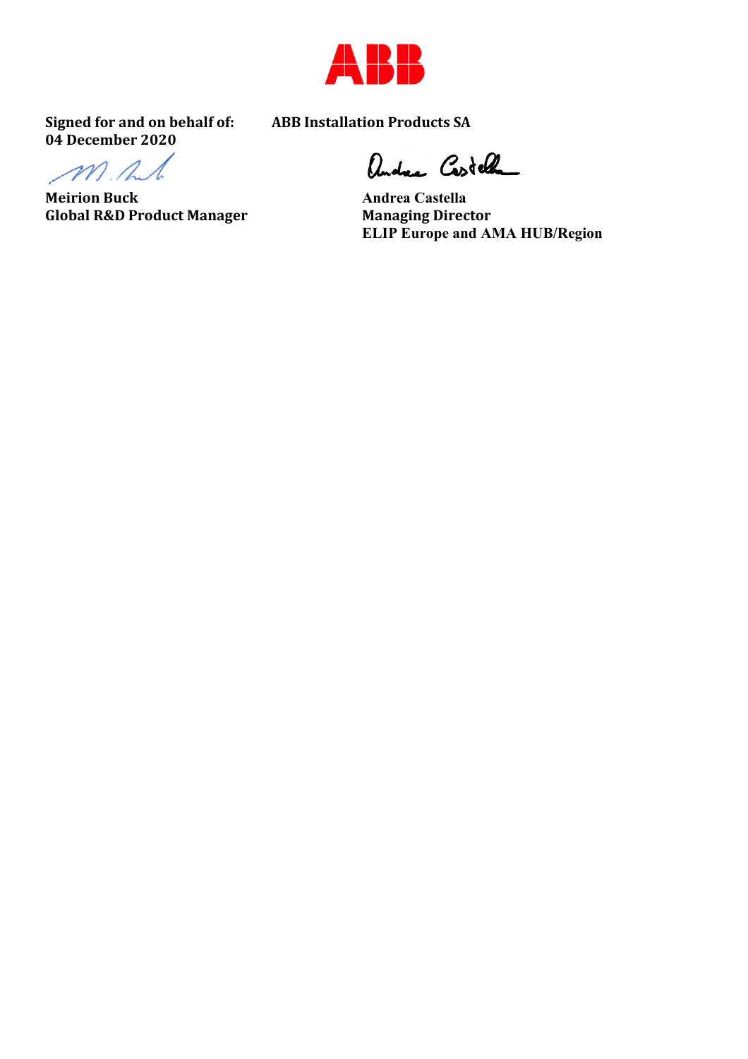ABB

**Signed for and on behalf of:** **ABB Installation Products SA**

**04 December 2020**

**Meirion Buck**
**Global R&D Product Manager**

**Andrea Castella**
**Managing Director**
**ELIP Europe and AMA HUB/Region**